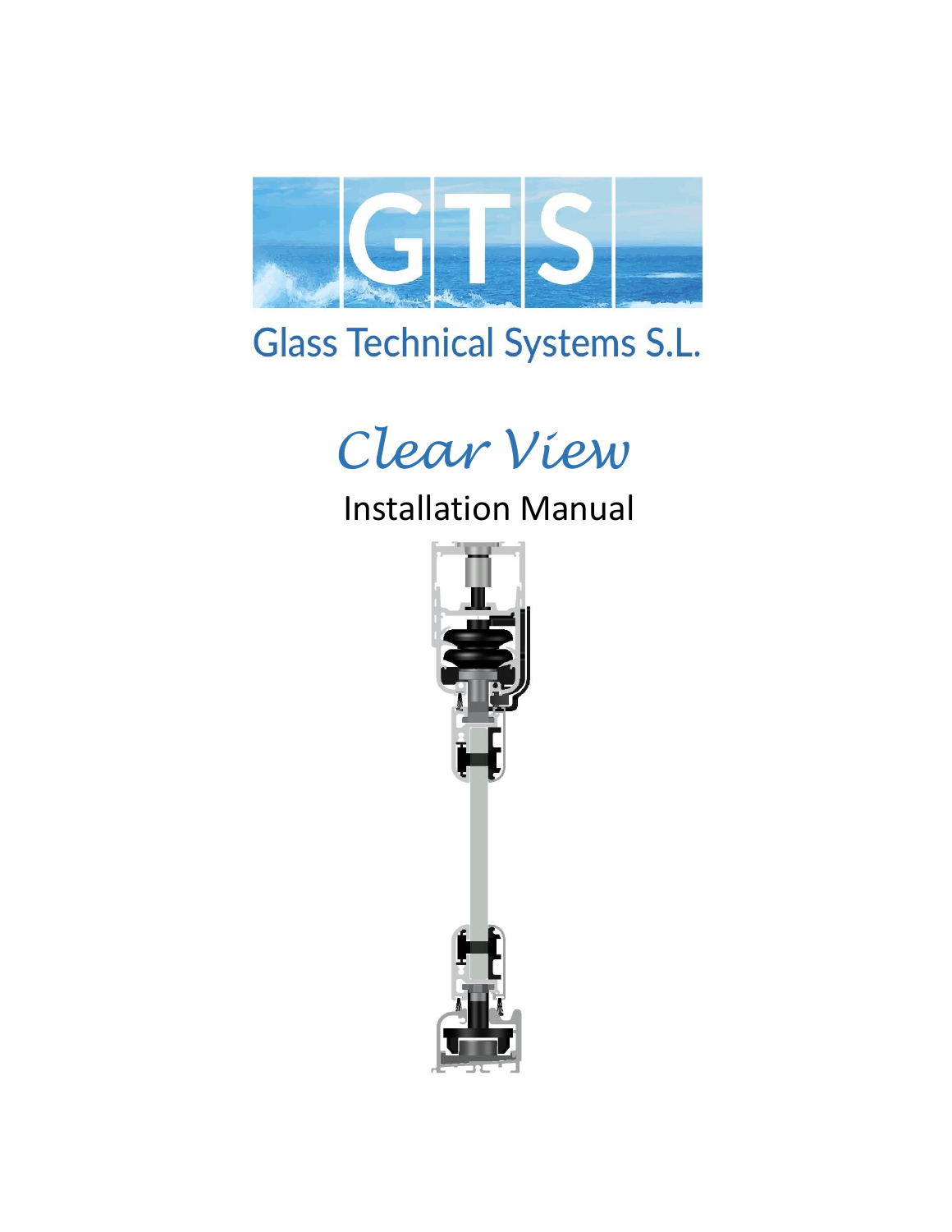# GTS

Glass Technical Systems S.L.

# *Clear View*

Installation Manual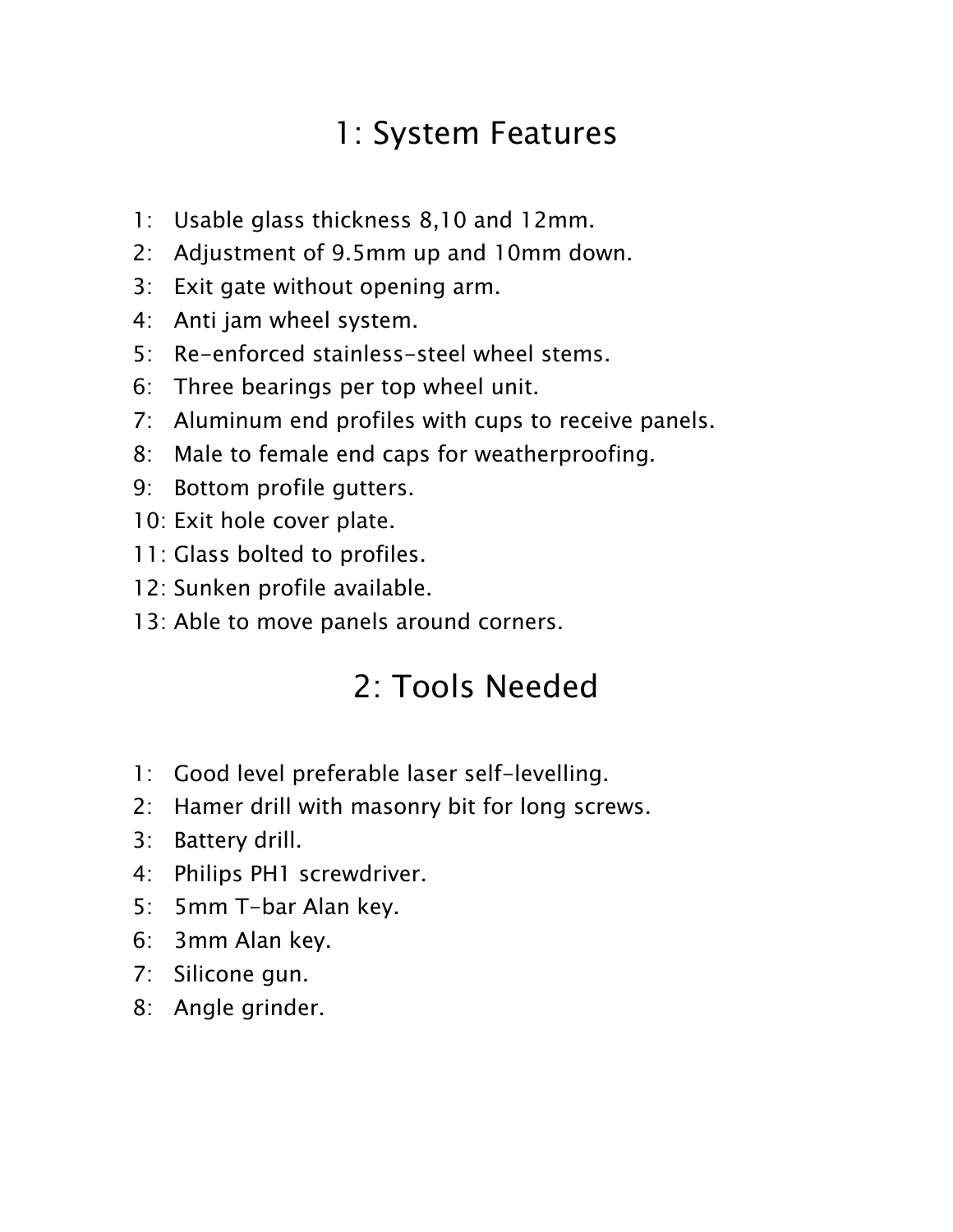# 1: System Features

1: Usable glass thickness 8,10 and 12mm.
2: Adjustment of 9.5mm up and 10mm down.
3: Exit gate without opening arm.
4: Anti jam wheel system.
5: Re-enforced stainless-steel wheel stems.
6: Three bearings per top wheel unit.
7: Aluminum end profiles with cups to receive panels.
8: Male to female end caps for weatherproofing.
9: Bottom profile gutters.
10: Exit hole cover plate.
11: Glass bolted to profiles.
12: Sunken profile available.
13: Able to move panels around corners.

# 2: Tools Needed

1: Good level preferable laser self-levelling.
2: Hamer drill with masonry bit for long screws.
3: Battery drill.
4: Philips PH1 screwdriver.
5: 5mm T-bar Alan key.
6: 3mm Alan key.
7: Silicone gun.
8: Angle grinder.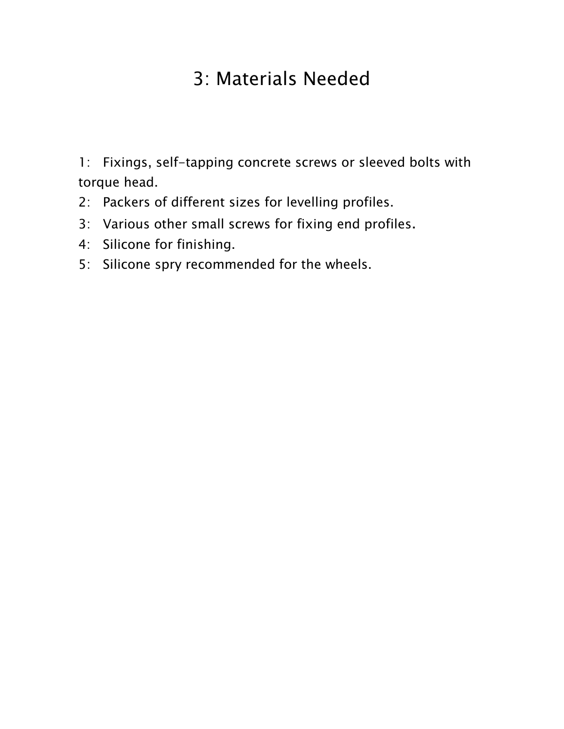# 3: Materials Needed

1: Fixings, self-tapping concrete screws or sleeved bolts with torque head.
2: Packers of different sizes for levelling profiles.
3: Various other small screws for fixing end profiles.
4: Silicone for finishing.
5: Silicone spry recommended for the wheels.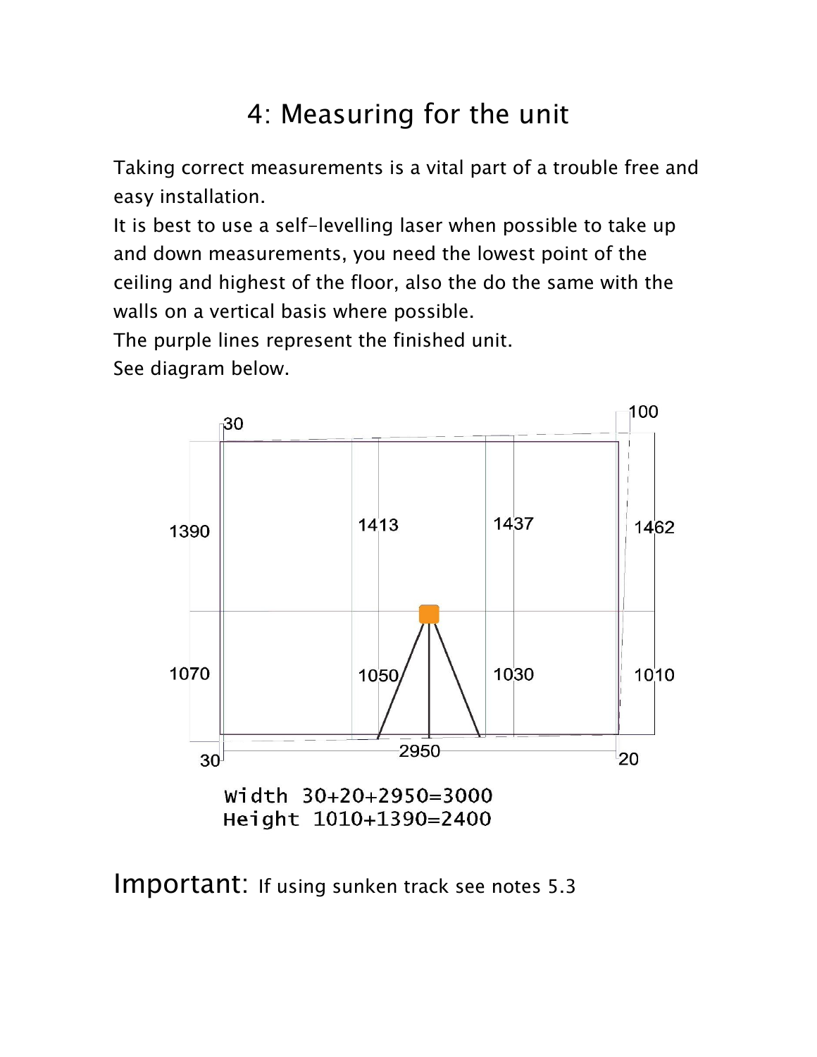# 4: Measuring for the unit

Taking correct measurements is a vital part of a trouble free and easy installation.
It is best to use a self-levelling laser when possible to take up and down measurements, you need the lowest point of the ceiling and highest of the floor, also the do the same with the walls on a vertical basis where possible.
The purple lines represent the finished unit.
See diagram below.

30
100
1390
1413
1437
1462
1070
1050
1030
1010
30
2950
20

Width 30+20+2950=3000
Height 1010+1390=2400

Important: If using sunken track see notes 5.3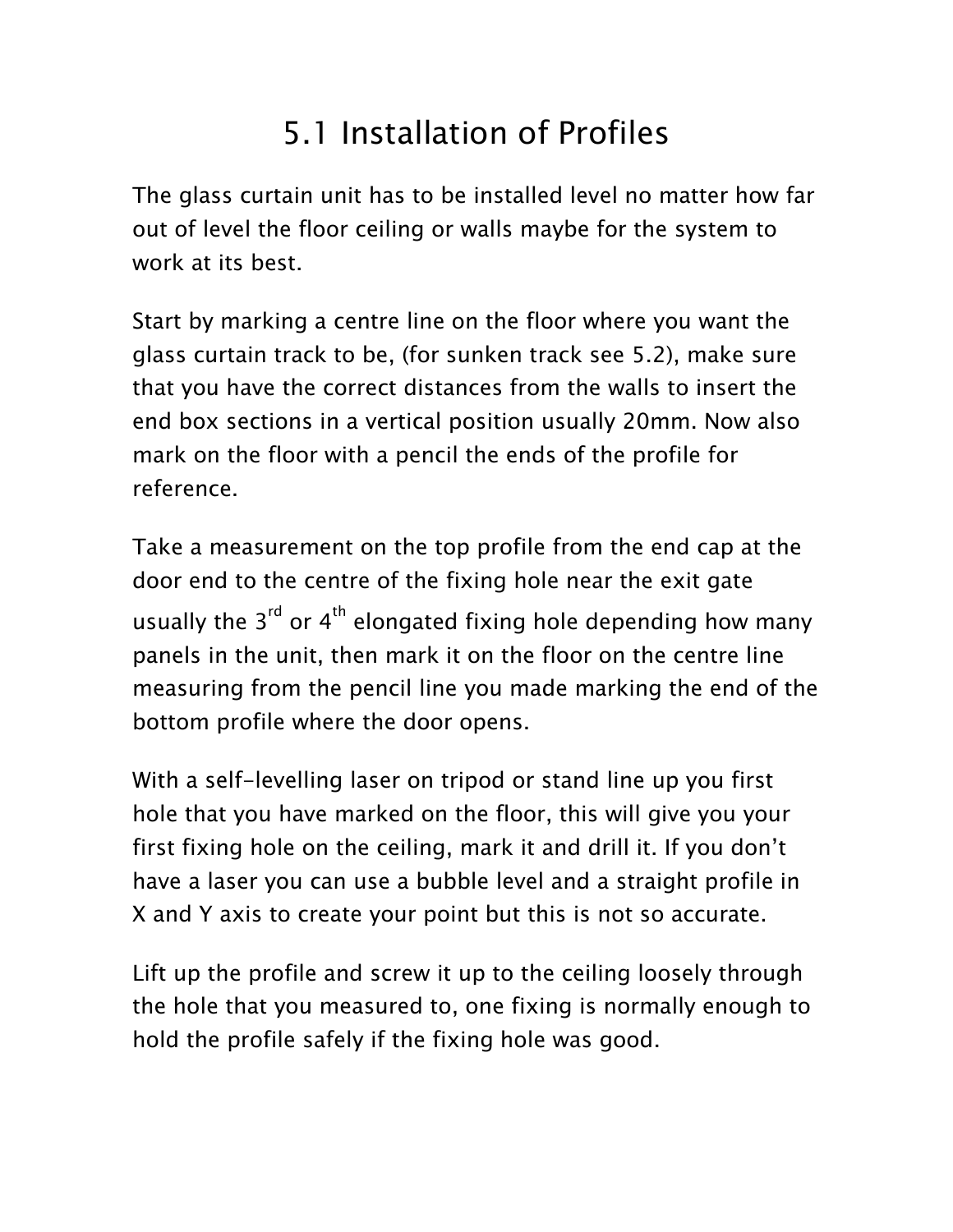# 5.1 Installation of Profiles

The glass curtain unit has to be installed level no matter how far out of level the floor ceiling or walls maybe for the system to work at its best.

Start by marking a centre line on the floor where you want the glass curtain track to be, (for sunken track see 5.2), make sure that you have the correct distances from the walls to insert the end box sections in a vertical position usually 20mm. Now also mark on the floor with a pencil the ends of the profile for reference.

Take a measurement on the top profile from the end cap at the door end to the centre of the fixing hole near the exit gate usually the 3rd or 4th elongated fixing hole depending how many panels in the unit, then mark it on the floor on the centre line measuring from the pencil line you made marking the end of the bottom profile where the door opens.

With a self-levelling laser on tripod or stand line up you first hole that you have marked on the floor, this will give you your first fixing hole on the ceiling, mark it and drill it. If you don't have a laser you can use a bubble level and a straight profile in X and Y axis to create your point but this is not so accurate.

Lift up the profile and screw it up to the ceiling loosely through the hole that you measured to, one fixing is normally enough to hold the profile safely if the fixing hole was good.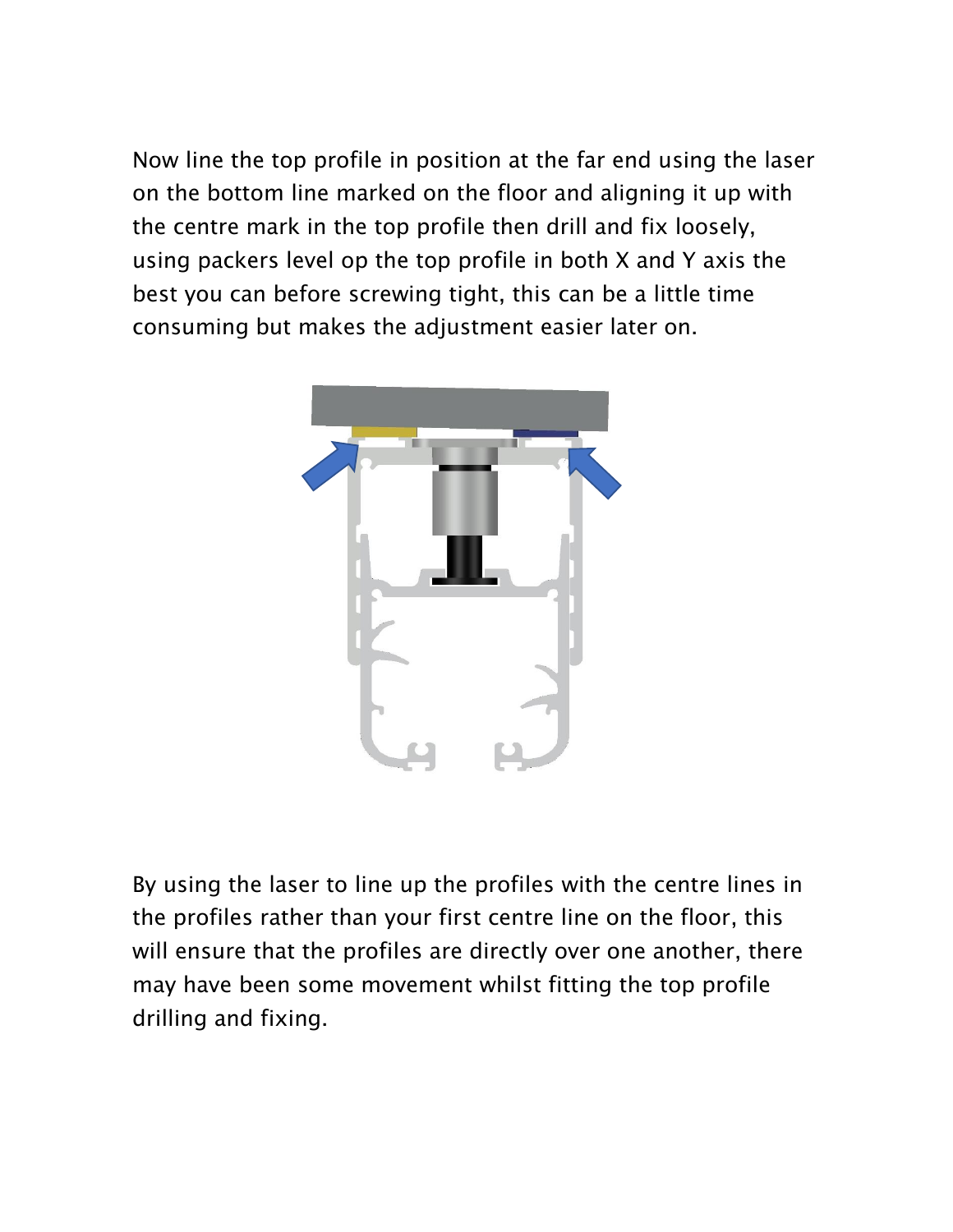Now line the top profile in position at the far end using the laser on the bottom line marked on the floor and aligning it up with the centre mark in the top profile then drill and fix loosely, using packers level op the top profile in both X and Y axis the best you can before screwing tight, this can be a little time consuming but makes the adjustment easier later on.

By using the laser to line up the profiles with the centre lines in the profiles rather than your first centre line on the floor, this will ensure that the profiles are directly over one another, there may have been some movement whilst fitting the top profile drilling and fixing.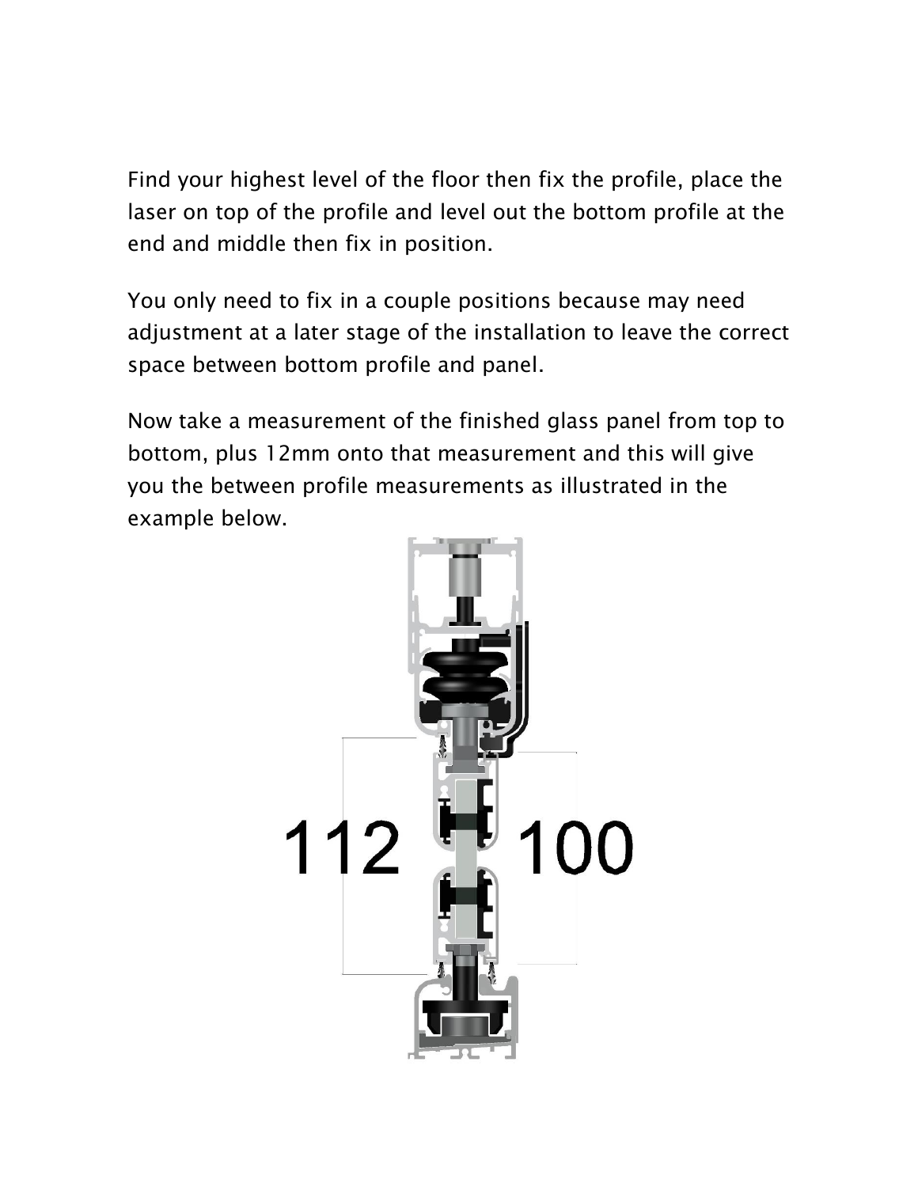Find your highest level of the floor then fix the profile, place the laser on top of the profile and level out the bottom profile at the end and middle then fix in position.

You only need to fix in a couple positions because may need adjustment at a later stage of the installation to leave the correct space between bottom profile and panel.

Now take a measurement of the finished glass panel from top to bottom, plus 12mm onto that measurement and this will give you the between profile measurements as illustrated in the example below.

112

100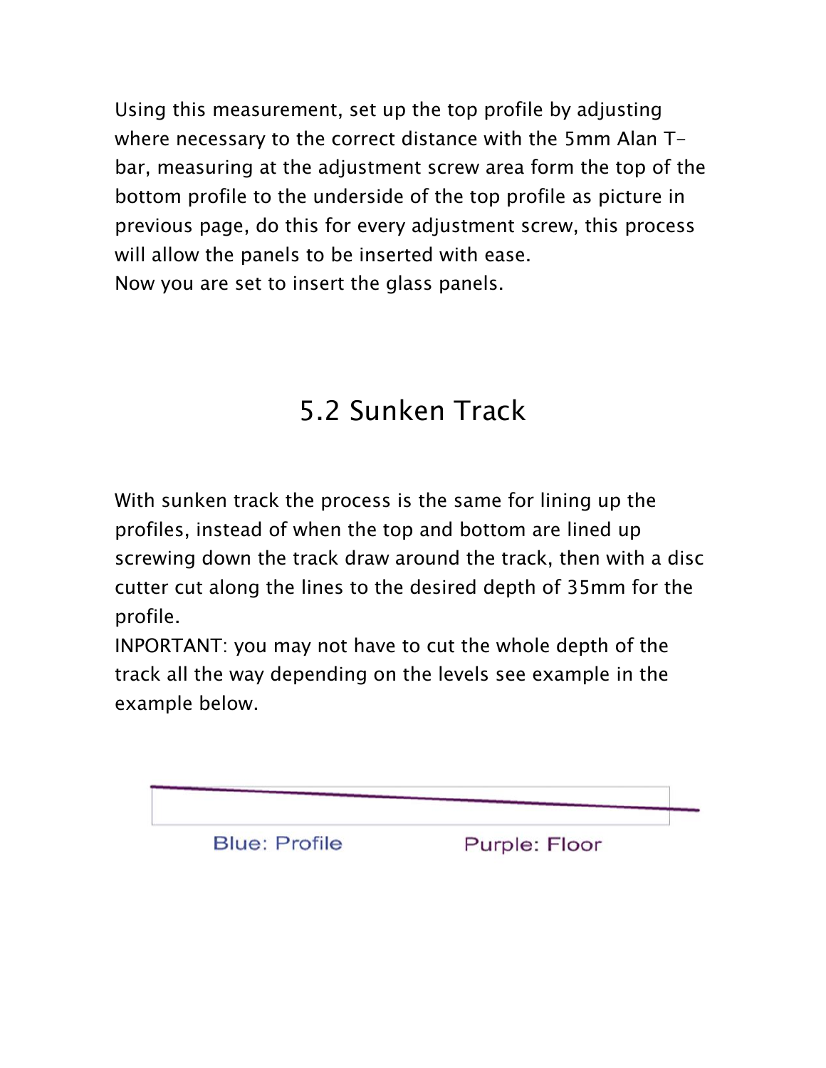Using this measurement, set up the top profile by adjusting where necessary to the correct distance with the 5mm Alan T-bar, measuring at the adjustment screw area form the top of the bottom profile to the underside of the top profile as picture in previous page, do this for every adjustment screw, this process will allow the panels to be inserted with ease.
Now you are set to insert the glass panels.

## 5.2 Sunken Track

With sunken track the process is the same for lining up the profiles, instead of when the top and bottom are lined up screwing down the track draw around the track, then with a disc cutter cut along the lines to the desired depth of 35mm for the profile.
INPORTANT: you may not have to cut the whole depth of the track all the way depending on the levels see example in the example below.

Blue: Profile

Purple: Floor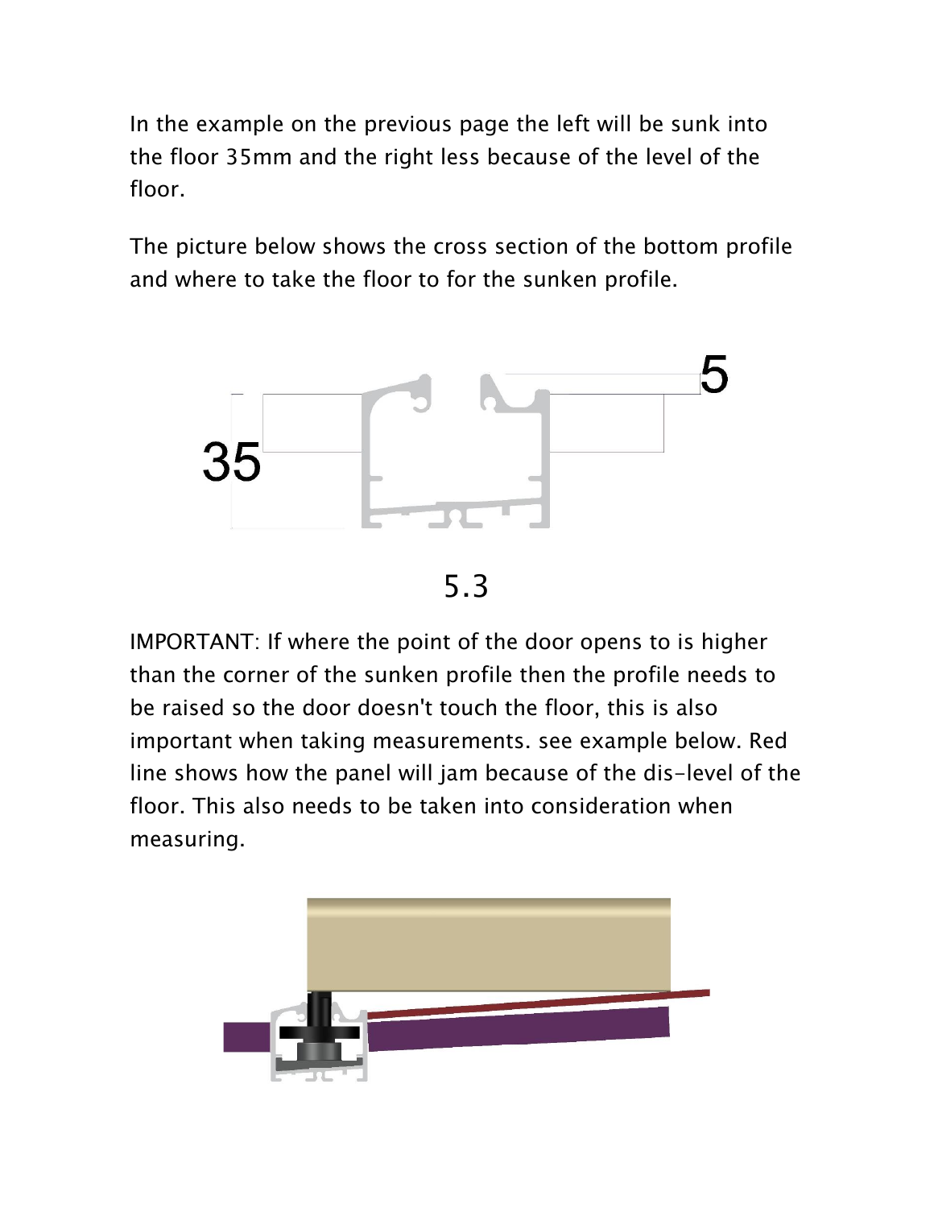In the example on the previous page the left will be sunk into the floor 35mm and the right less because of the level of the floor.

The picture below shows the cross section of the bottom profile and where to take the floor to for the sunken profile.

35

5

5.3

IMPORTANT: If where the point of the door opens to is higher than the corner of the sunken profile then the profile needs to be raised so the door doesn't touch the floor, this is also important when taking measurements. see example below. Red line shows how the panel will jam because of the dis-level of the floor. This also needs to be taken into consideration when measuring.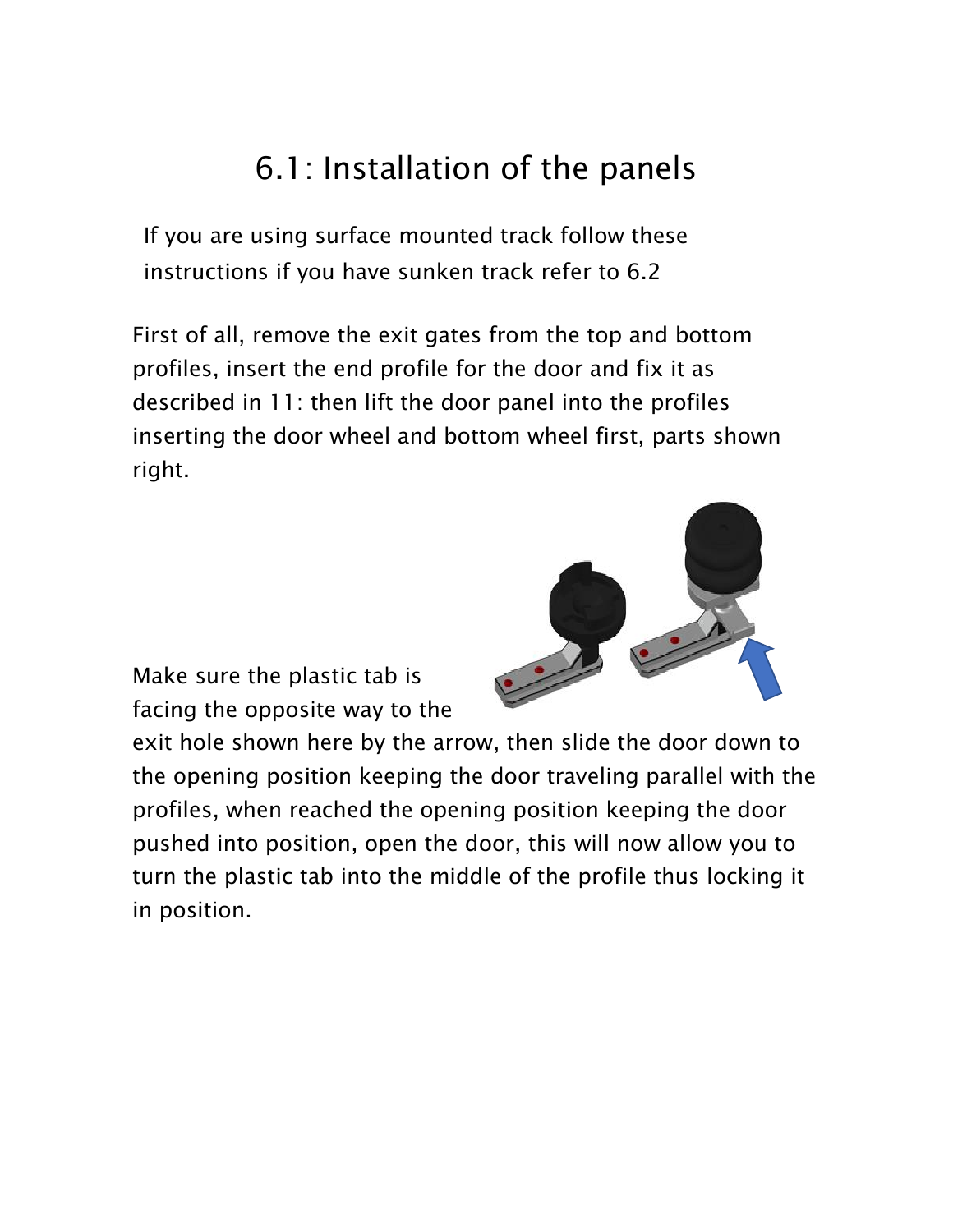# 6.1: Installation of the panels

If you are using surface mounted track follow these instructions if you have sunken track refer to 6.2

First of all, remove the exit gates from the top and bottom profiles, insert the end profile for the door and fix it as described in 11: then lift the door panel into the profiles inserting the door wheel and bottom wheel first, parts shown right.

Make sure the plastic tab is facing the opposite way to the exit hole shown here by the arrow, then slide the door down to the opening position keeping the door traveling parallel with the profiles, when reached the opening position keeping the door pushed into position, open the door, this will now allow you to turn the plastic tab into the middle of the profile thus locking it in position.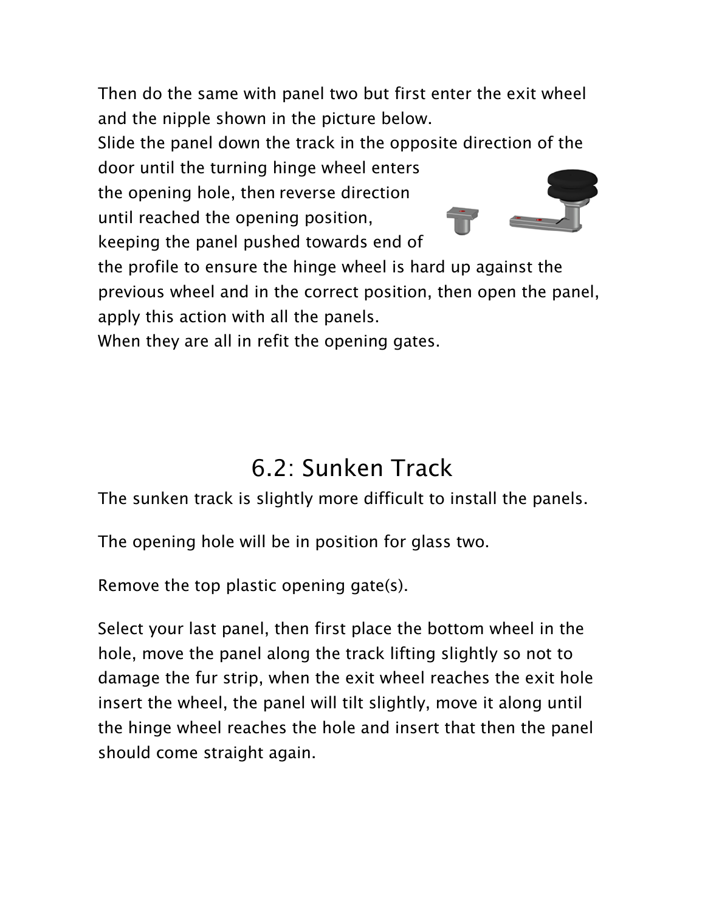Then do the same with panel two but first enter the exit wheel and the nipple shown in the picture below.

Slide the panel down the track in the opposite direction of the door until the turning hinge wheel enters the opening hole, then reverse direction until reached the opening position, keeping the panel pushed towards end of the profile to ensure the hinge wheel is hard up against the previous wheel and in the correct position, then open the panel, apply this action with all the panels.

When they are all in refit the opening gates.

## 6.2: Sunken Track

The sunken track is slightly more difficult to install the panels.

The opening hole will be in position for glass two.

Remove the top plastic opening gate(s).

Select your last panel, then first place the bottom wheel in the hole, move the panel along the track lifting slightly so not to damage the fur strip, when the exit wheel reaches the exit hole insert the wheel, the panel will tilt slightly, move it along until the hinge wheel reaches the hole and insert that then the panel should come straight again.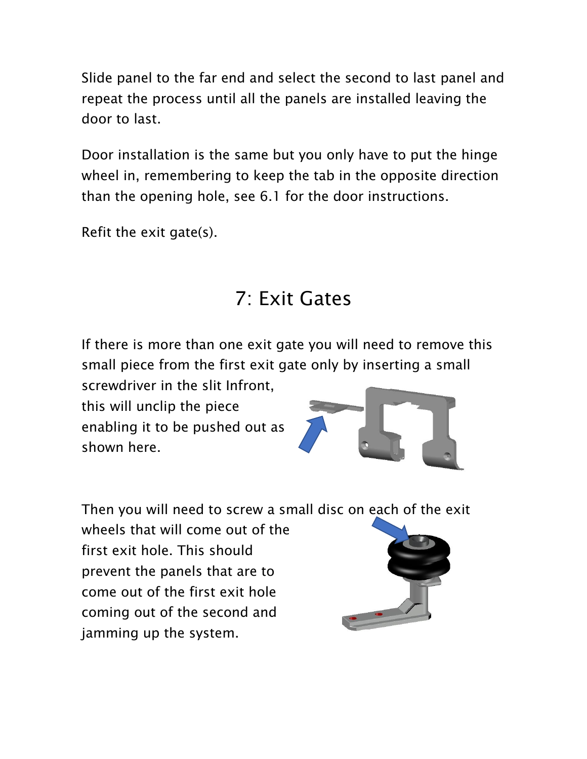Slide panel to the far end and select the second to last panel and repeat the process until all the panels are installed leaving the door to last.

Door installation is the same but you only have to put the hinge wheel in, remembering to keep the tab in the opposite direction than the opening hole, see 6.1 for the door instructions.

Refit the exit gate(s).

# 7: Exit Gates

If there is more than one exit gate you will need to remove this small piece from the first exit gate only by inserting a small screwdriver in the slit Infront, this will unclip the piece enabling it to be pushed out as shown here.

Then you will need to screw a small disc on each of the exit wheels that will come out of the first exit hole. This should prevent the panels that are to come out of the first exit hole coming out of the second and jamming up the system.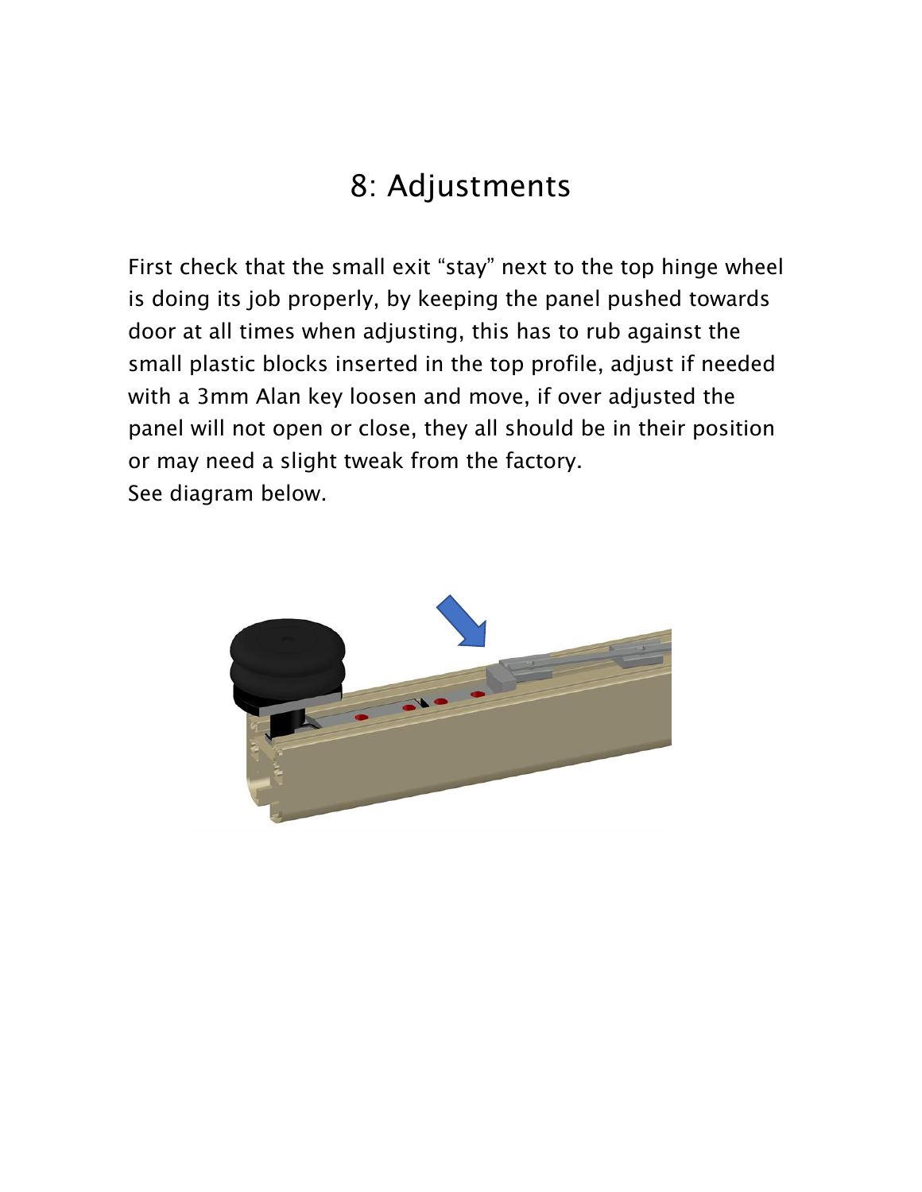# 8: Adjustments

First check that the small exit "stay" next to the top hinge wheel is doing its job properly, by keeping the panel pushed towards door at all times when adjusting, this has to rub against the small plastic blocks inserted in the top profile, adjust if needed with a 3mm Alan key loosen and move, if over adjusted the panel will not open or close, they all should be in their position or may need a slight tweak from the factory.
See diagram below.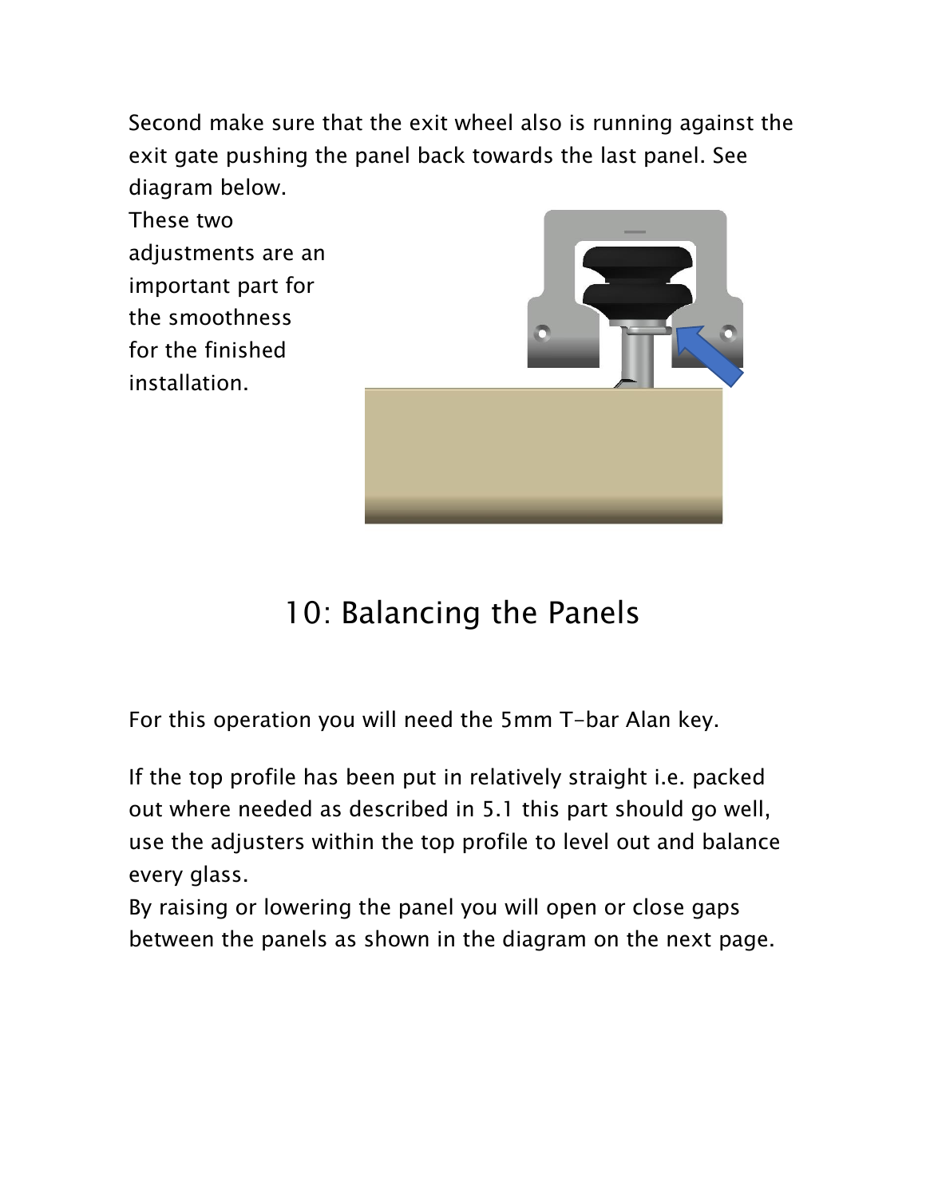Second make sure that the exit wheel also is running against the exit gate pushing the panel back towards the last panel. See diagram below.

These two adjustments are an important part for the smoothness for the finished installation.

## 10: Balancing the Panels

For this operation you will need the 5mm T-bar Alan key.

If the top profile has been put in relatively straight i.e. packed out where needed as described in 5.1 this part should go well, use the adjusters within the top profile to level out and balance every glass.

By raising or lowering the panel you will open or close gaps between the panels as shown in the diagram on the next page.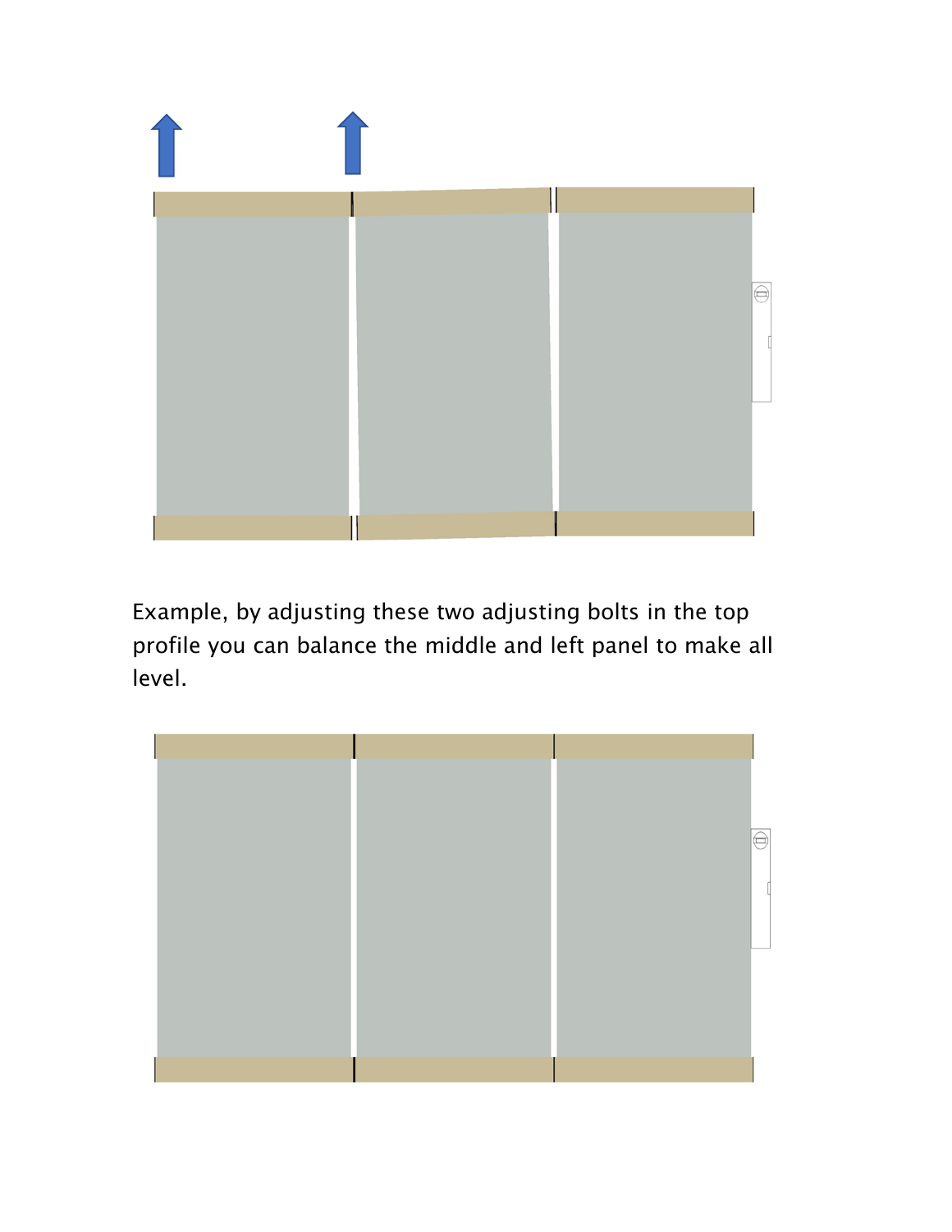Example, by adjusting these two adjusting bolts in the top profile you can balance the middle and left panel to make all level.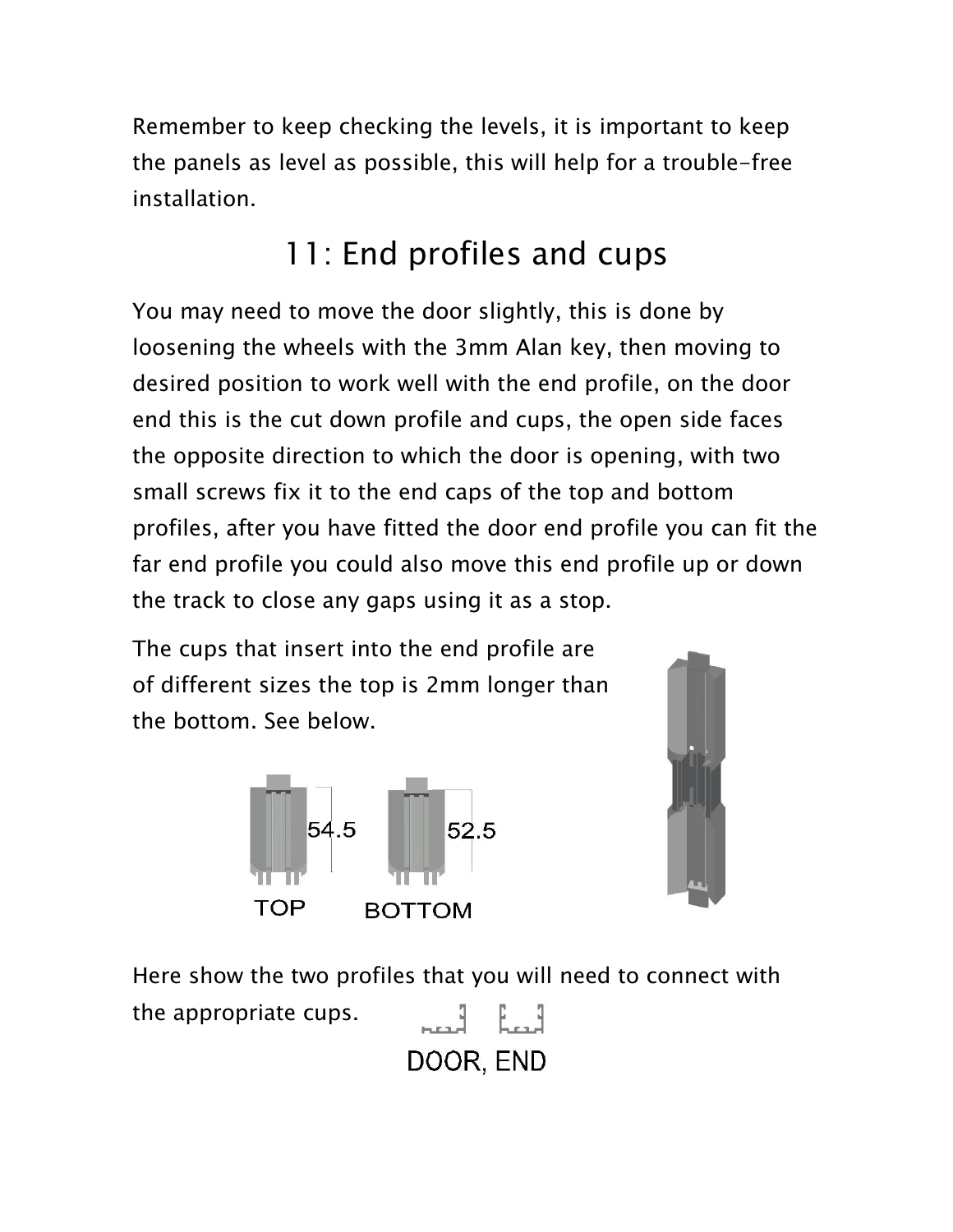Remember to keep checking the levels, it is important to keep the panels as level as possible, this will help for a trouble-free installation.

## 11: End profiles and cups

You may need to move the door slightly, this is done by loosening the wheels with the 3mm Alan key, then moving to desired position to work well with the end profile, on the door end this is the cut down profile and cups, the open side faces the opposite direction to which the door is opening, with two small screws fix it to the end caps of the top and bottom profiles, after you have fitted the door end profile you can fit the far end profile you could also move this end profile up or down the track to close any gaps using it as a stop.

The cups that insert into the end profile are of different sizes the top is 2mm longer than the bottom. See below.

54.5

TOP

52.5

BOTTOM

Here show the two profiles that you will need to connect with the appropriate cups.

DOOR, END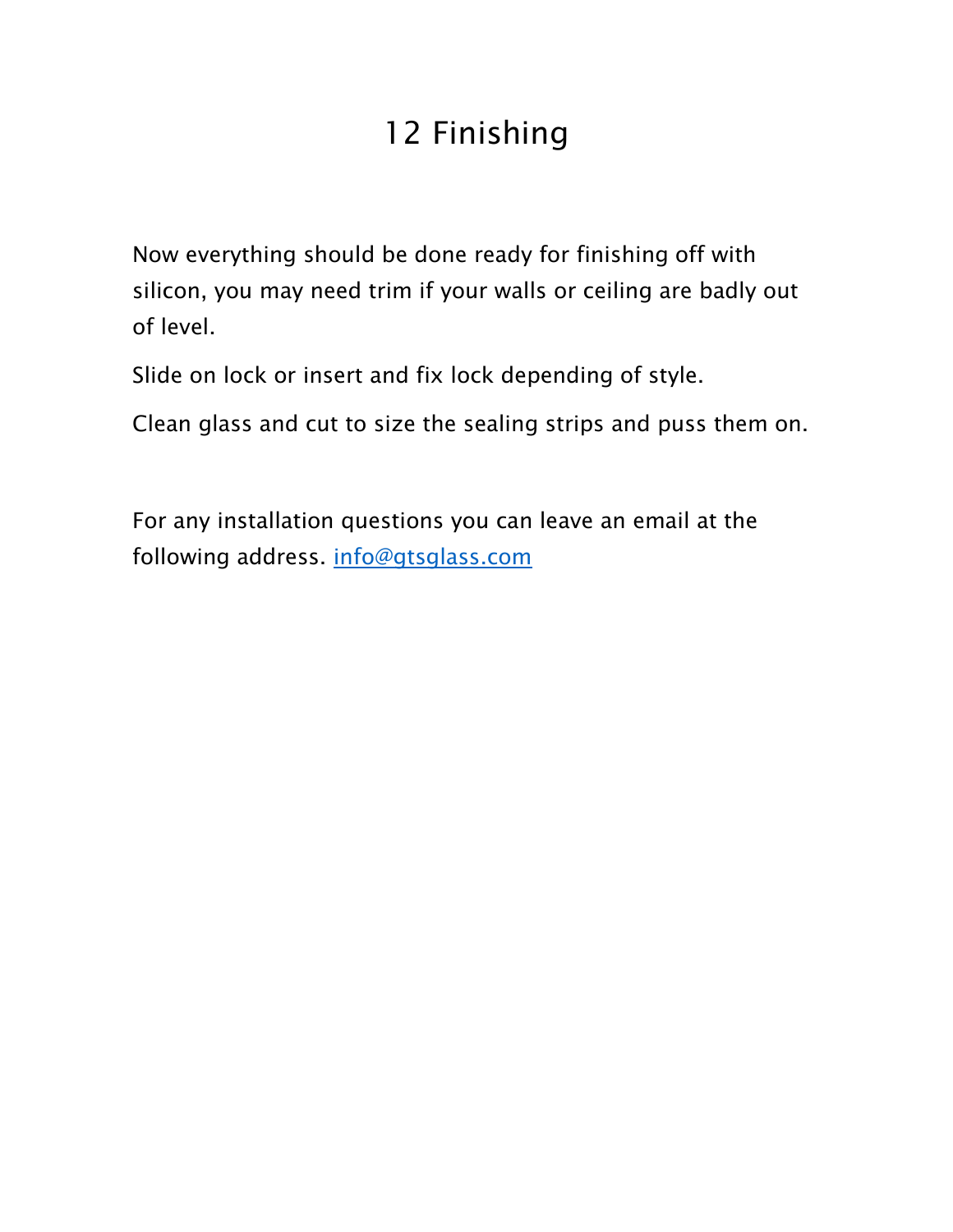# 12 Finishing

Now everything should be done ready for finishing off with silicon, you may need trim if your walls or ceiling are badly out of level.

Slide on lock or insert and fix lock depending of style.

Clean glass and cut to size the sealing strips and puss them on.

For any installation questions you can leave an email at the following address. [info@gtsglass.com](mailto:info@gtsglass.com)